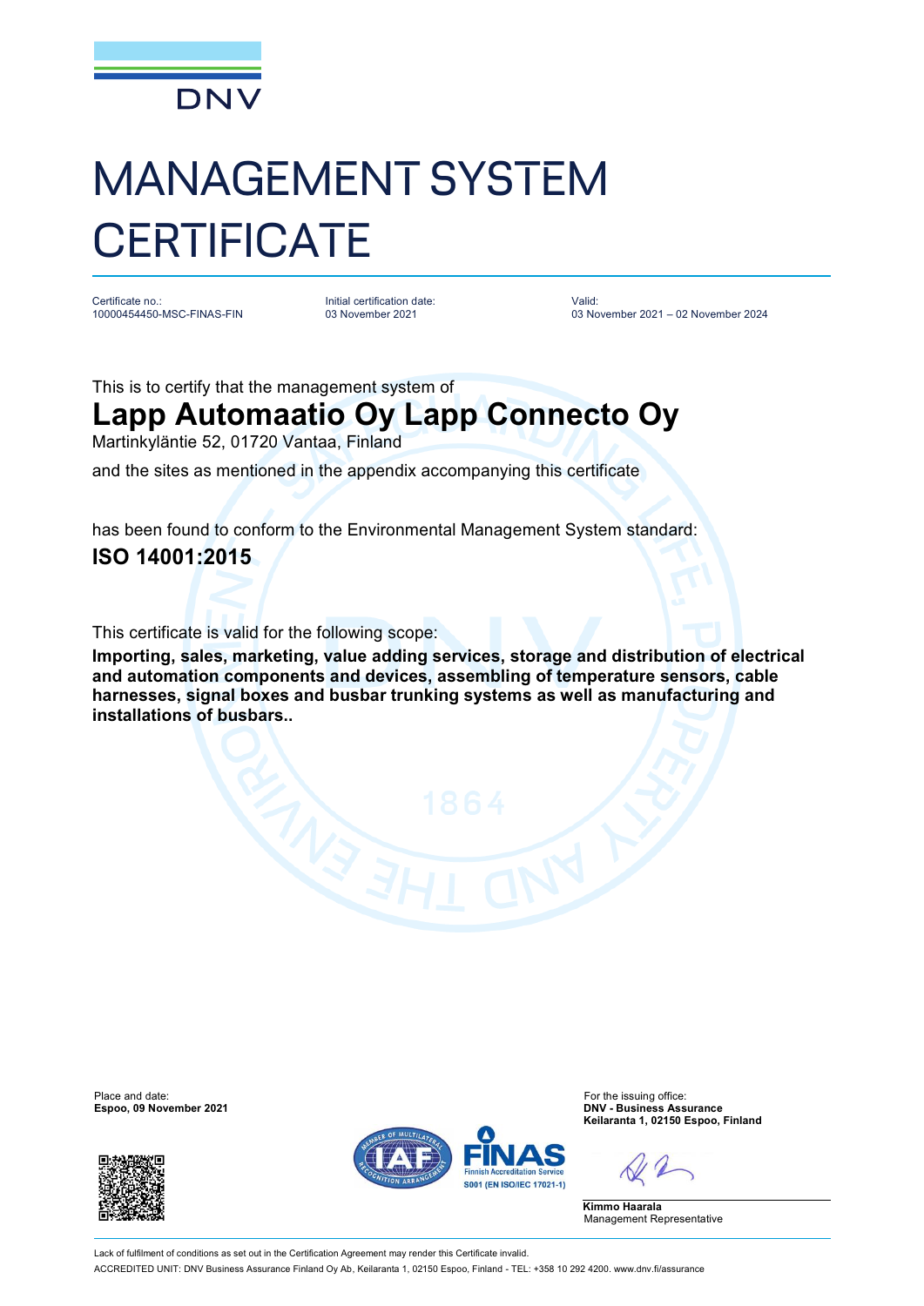DNV

# MANAGEMENT SYSTEM CERTIFICATE

Certificate no.:
10000454450-MSC-FINAS-FIN

Initial certification date:
03 November 2021

Valid:
03 November 2021 – 02 November 2024

This is to certify that the management system of

## Lapp Automaatio Oy Lapp Connecto Oy

Martinkyläntie 52, 01720 Vantaa, Finland

and the sites as mentioned in the appendix accompanying this certificate

has been found to conform to the Environmental Management System standard:

### ISO 14001:2015

This certificate is valid for the following scope:

**Importing, sales, marketing, value adding services, storage and distribution of electrical and automation components and devices, assembling of temperature sensors, cable harnesses, signal boxes and busbar trunking systems as well as manufacturing and installations of busbars..**

Place and date:
**Espoo, 09 November 2021**

For the issuing office:
**DNV - Business Assurance**
**Keilaranta 1, 02150 Espoo, Finland**

**Kimmo Haarala**
Management Representative

S001 (EN ISO/IEC 17021-1)

Lack of fulfilment of conditions as set out in the Certification Agreement may render this Certificate invalid.
ACCREDITED UNIT: DNV Business Assurance Finland Oy Ab, Keilaranta 1, 02150 Espoo, Finland - TEL: +358 10 292 4200. www.dnv.fi/assurance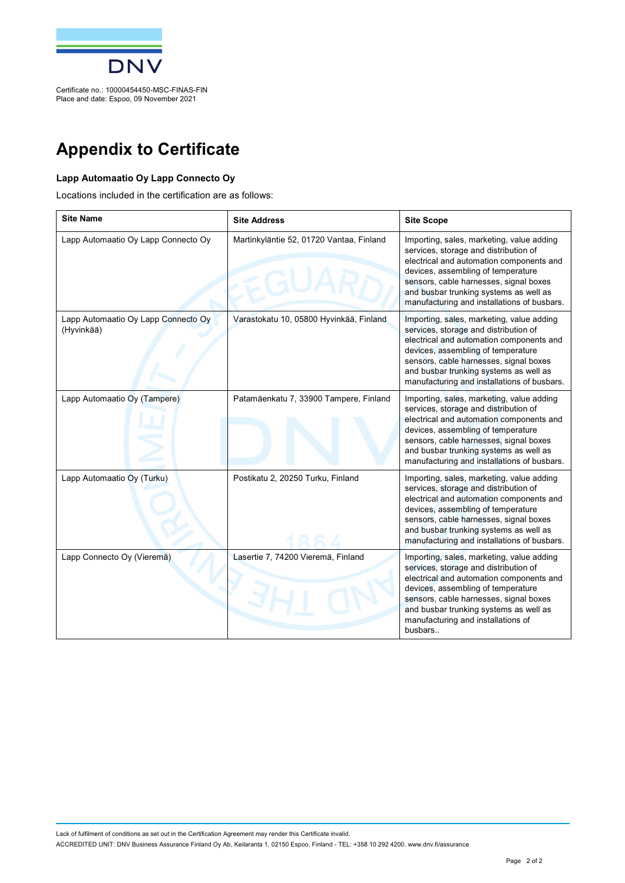Certificate no.: 10000454450-MSC-FINAS-FIN
Place and date: Espoo, 09 November 2021

# Appendix to Certificate

### Lapp Automaatio Oy Lapp Connecto Oy

Locations included in the certification are as follows:

| Site Name | Site Address | Site Scope |
|---|---|---|
| Lapp Automaatio Oy Lapp Connecto Oy | Martinkyläntie 52, 01720 Vantaa, Finland | Importing, sales, marketing, value adding services, storage and distribution of electrical and automation components and devices, assembling of temperature sensors, cable harnesses, signal boxes and busbar trunking systems as well as manufacturing and installations of busbars. |
| Lapp Automaatio Oy Lapp Connecto Oy (Hyvinkää) | Varastokatu 10, 05800 Hyvinkää, Finland | Importing, sales, marketing, value adding services, storage and distribution of electrical and automation components and devices, assembling of temperature sensors, cable harnesses, signal boxes and busbar trunking systems as well as manufacturing and installations of busbars. |
| Lapp Automaatio Oy (Tampere) | Patamäenkatu 7, 33900 Tampere, Finland | Importing, sales, marketing, value adding services, storage and distribution of electrical and automation components and devices, assembling of temperature sensors, cable harnesses, signal boxes and busbar trunking systems as well as manufacturing and installations of busbars. |
| Lapp Automaatio Oy (Turku) | Postikatu 2, 20250 Turku, Finland | Importing, sales, marketing, value adding services, storage and distribution of electrical and automation components and devices, assembling of temperature sensors, cable harnesses, signal boxes and busbar trunking systems as well as manufacturing and installations of busbars. |
| Lapp Connecto Oy (Vieremä) | Lasertie 7, 74200 Vieremä, Finland | Importing, sales, marketing, value adding services, storage and distribution of electrical and automation components and devices, assembling of temperature sensors, cable harnesses, signal boxes and busbar trunking systems as well as manufacturing and installations of busbars.. |

Lack of fulfilment of conditions as set out in the Certification Agreement may render this Certificate invalid.
ACCREDITED UNIT: DNV Business Assurance Finland Oy Ab, Keilaranta 1, 02150 Espoo, Finland - TEL: +358 10 292 4200. www.dnv.fi/assurance